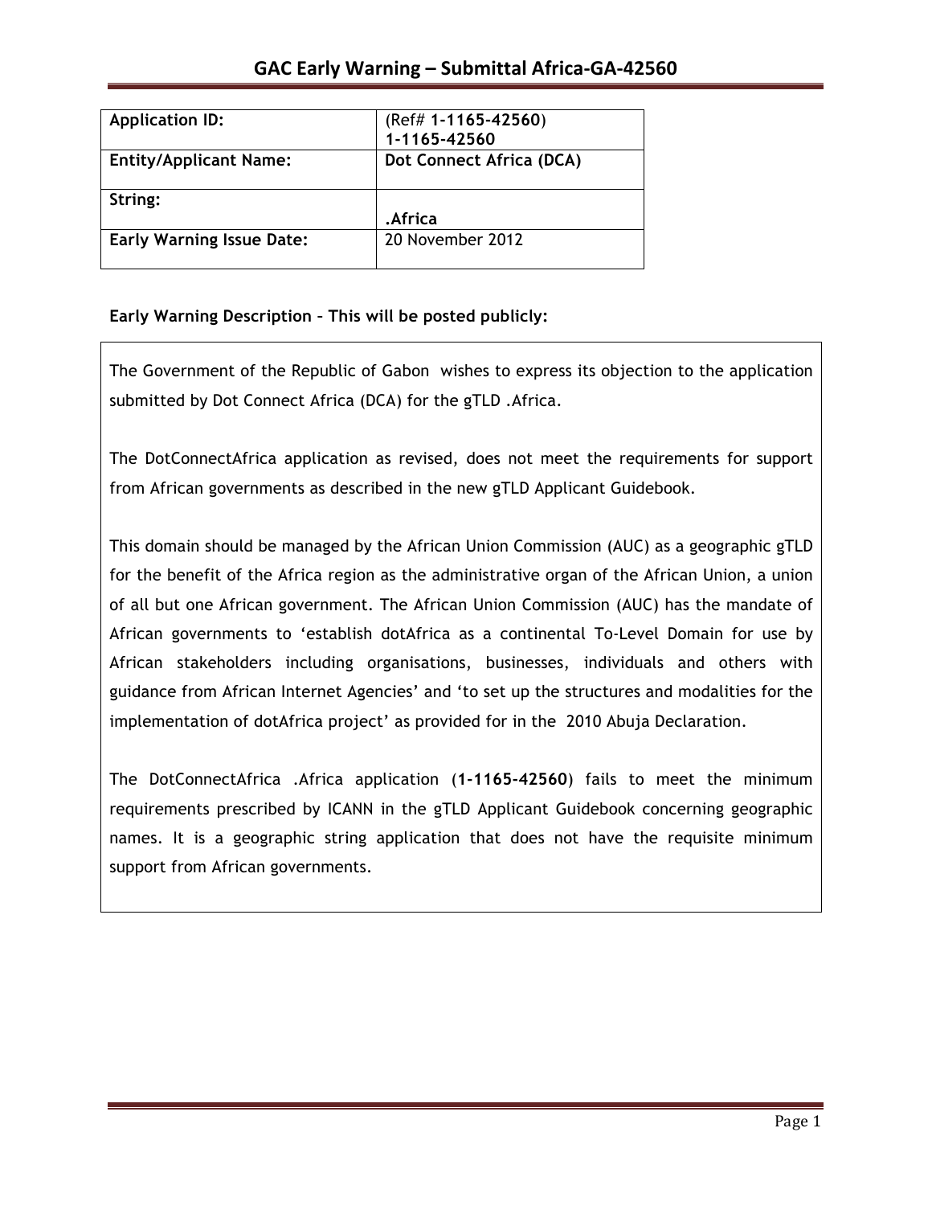# GAC Early Warning – Submittal Africa-GA-42560

| | |
|---|---|
| **Application ID:** | (Ref# **1-1165-42560**) **1-1165-42560** |
| **Entity/Applicant Name:** | **Dot Connect Africa (DCA)** |
| **String:** | **.Africa** |
| **Early Warning Issue Date:** | 20 November 2012 |

**Early Warning Description – This will be posted publicly:**

The Government of the Republic of Gabon wishes to express its objection to the application submitted by Dot Connect Africa (DCA) for the gTLD .Africa.

The DotConnectAfrica application as revised, does not meet the requirements for support from African governments as described in the new gTLD Applicant Guidebook.

This domain should be managed by the African Union Commission (AUC) as a geographic gTLD for the benefit of the Africa region as the administrative organ of the African Union, a union of all but one African government. The African Union Commission (AUC) has the mandate of African governments to 'establish dotAfrica as a continental To-Level Domain for use by African stakeholders including organisations, businesses, individuals and others with guidance from African Internet Agencies' and 'to set up the structures and modalities for the implementation of dotAfrica project' as provided for in the 2010 Abuja Declaration.

The DotConnectAfrica .Africa application (**1-1165-42560**) fails to meet the minimum requirements prescribed by ICANN in the gTLD Applicant Guidebook concerning geographic names. It is a geographic string application that does not have the requisite minimum support from African governments.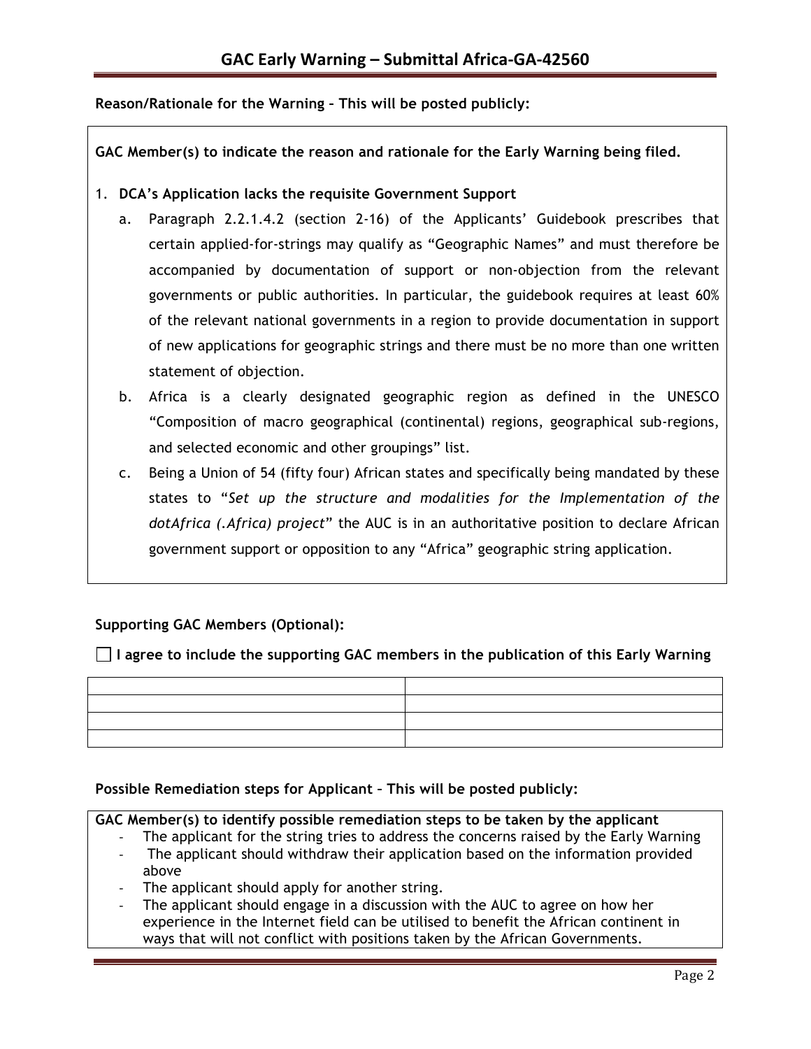**Reason/Rationale for the Warning – This will be posted publicly:**

**GAC Member(s) to indicate the reason and rationale for the Early Warning being filed.**

1. **DCA's Application lacks the requisite Government Support**
   a. Paragraph 2.2.1.4.2 (section 2-16) of the Applicants' Guidebook prescribes that certain applied-for-strings may qualify as "Geographic Names" and must therefore be accompanied by documentation of support or non-objection from the relevant governments or public authorities. In particular, the guidebook requires at least 60% of the relevant national governments in a region to provide documentation in support of new applications for geographic strings and there must be no more than one written statement of objection.
   b. Africa is a clearly designated geographic region as defined in the UNESCO "Composition of macro geographical (continental) regions, geographical sub-regions, and selected economic and other groupings" list.
   c. Being a Union of 54 (fifty four) African states and specifically being mandated by these states to "*Set up the structure and modalities for the Implementation of the dotAfrica (.Africa) project*" the AUC is in an authoritative position to declare African government support or opposition to any "Africa" geographic string application.

**Supporting GAC Members (Optional):**

☐ **I agree to include the supporting GAC members in the publication of this Early Warning**

| | |
|---|---|
| | |
| | |
| | |
| | |

**Possible Remediation steps for Applicant – This will be posted publicly:**

**GAC Member(s) to identify possible remediation steps to be taken by the applicant**

- The applicant for the string tries to address the concerns raised by the Early Warning
- The applicant should withdraw their application based on the information provided above
- The applicant should apply for another string.
- The applicant should engage in a discussion with the AUC to agree on how her experience in the Internet field can be utilised to benefit the African continent in ways that will not conflict with positions taken by the African Governments.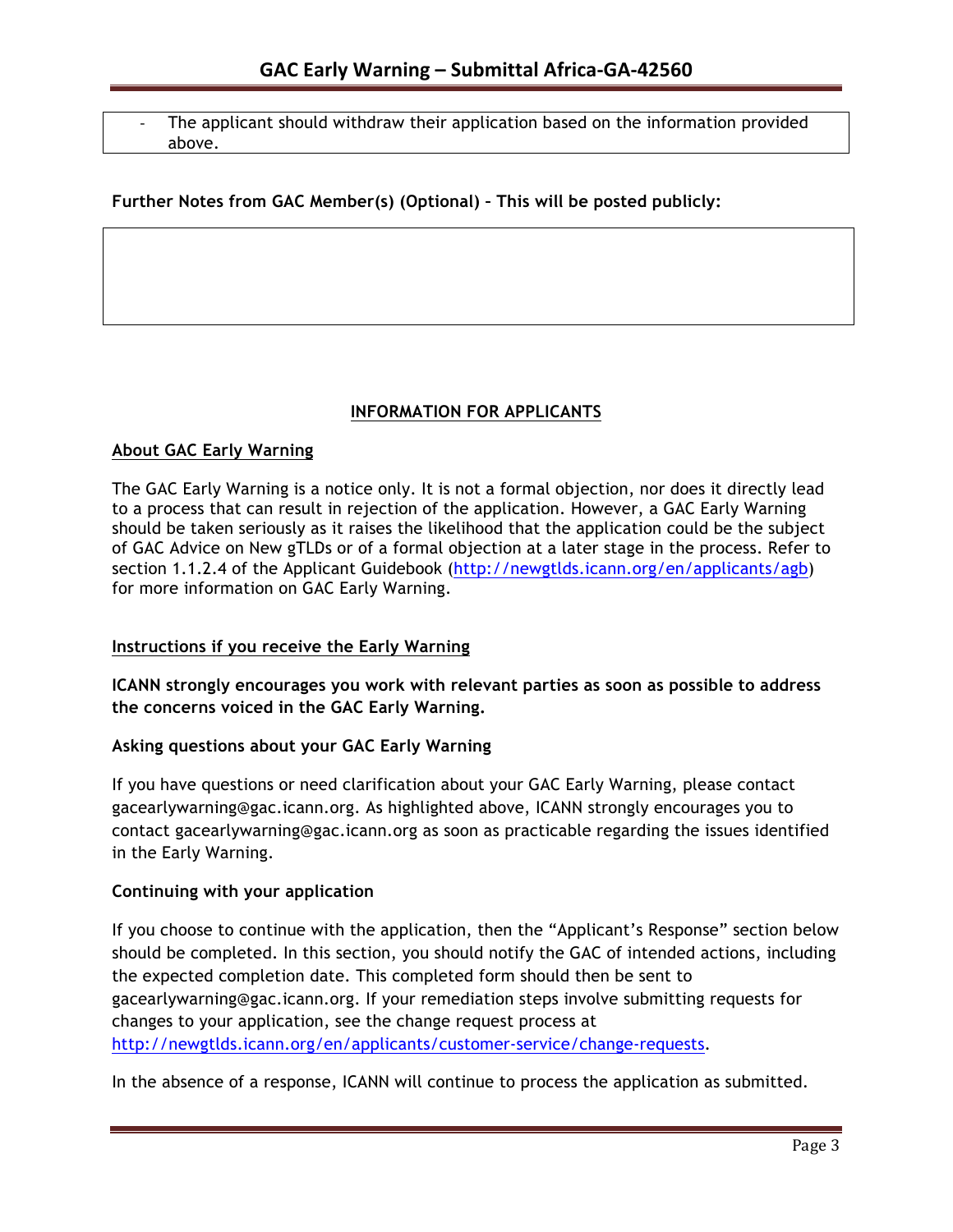- The applicant should withdraw their application based on the information provided above.

**Further Notes from GAC Member(s) (Optional) – This will be posted publicly:**

## INFORMATION FOR APPLICANTS

### About GAC Early Warning

The GAC Early Warning is a notice only. It is not a formal objection, nor does it directly lead to a process that can result in rejection of the application. However, a GAC Early Warning should be taken seriously as it raises the likelihood that the application could be the subject of GAC Advice on New gTLDs or of a formal objection at a later stage in the process. Refer to section 1.1.2.4 of the Applicant Guidebook (http://newgtlds.icann.org/en/applicants/agb) for more information on GAC Early Warning.

### Instructions if you receive the Early Warning

**ICANN strongly encourages you work with relevant parties as soon as possible to address the concerns voiced in the GAC Early Warning.**

**Asking questions about your GAC Early Warning**

If you have questions or need clarification about your GAC Early Warning, please contact gacearlywarning@gac.icann.org. As highlighted above, ICANN strongly encourages you to contact gacearlywarning@gac.icann.org as soon as practicable regarding the issues identified in the Early Warning.

**Continuing with your application**

If you choose to continue with the application, then the "Applicant's Response" section below should be completed. In this section, you should notify the GAC of intended actions, including the expected completion date. This completed form should then be sent to gacearlywarning@gac.icann.org. If your remediation steps involve submitting requests for changes to your application, see the change request process at http://newgtlds.icann.org/en/applicants/customer-service/change-requests.

In the absence of a response, ICANN will continue to process the application as submitted.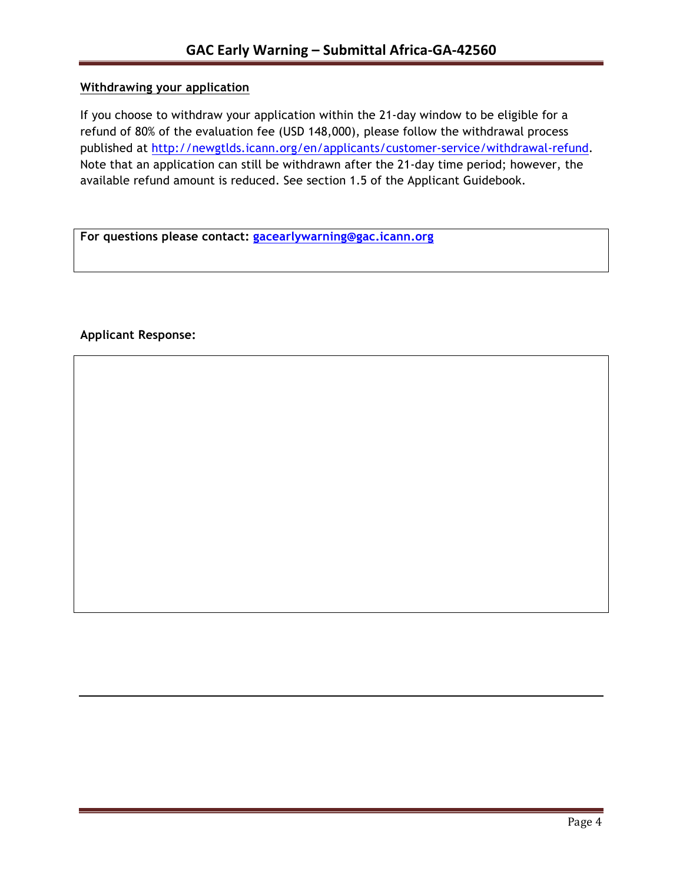**Withdrawing your application**

If you choose to withdraw your application within the 21-day window to be eligible for a refund of 80% of the evaluation fee (USD 148,000), please follow the withdrawal process published at http://newgtlds.icann.org/en/applicants/customer-service/withdrawal-refund. Note that an application can still be withdrawn after the 21-day time period; however, the available refund amount is reduced. See section 1.5 of the Applicant Guidebook.

**For questions please contact: gacearlywarning@gac.icann.org**

**Applicant Response:**